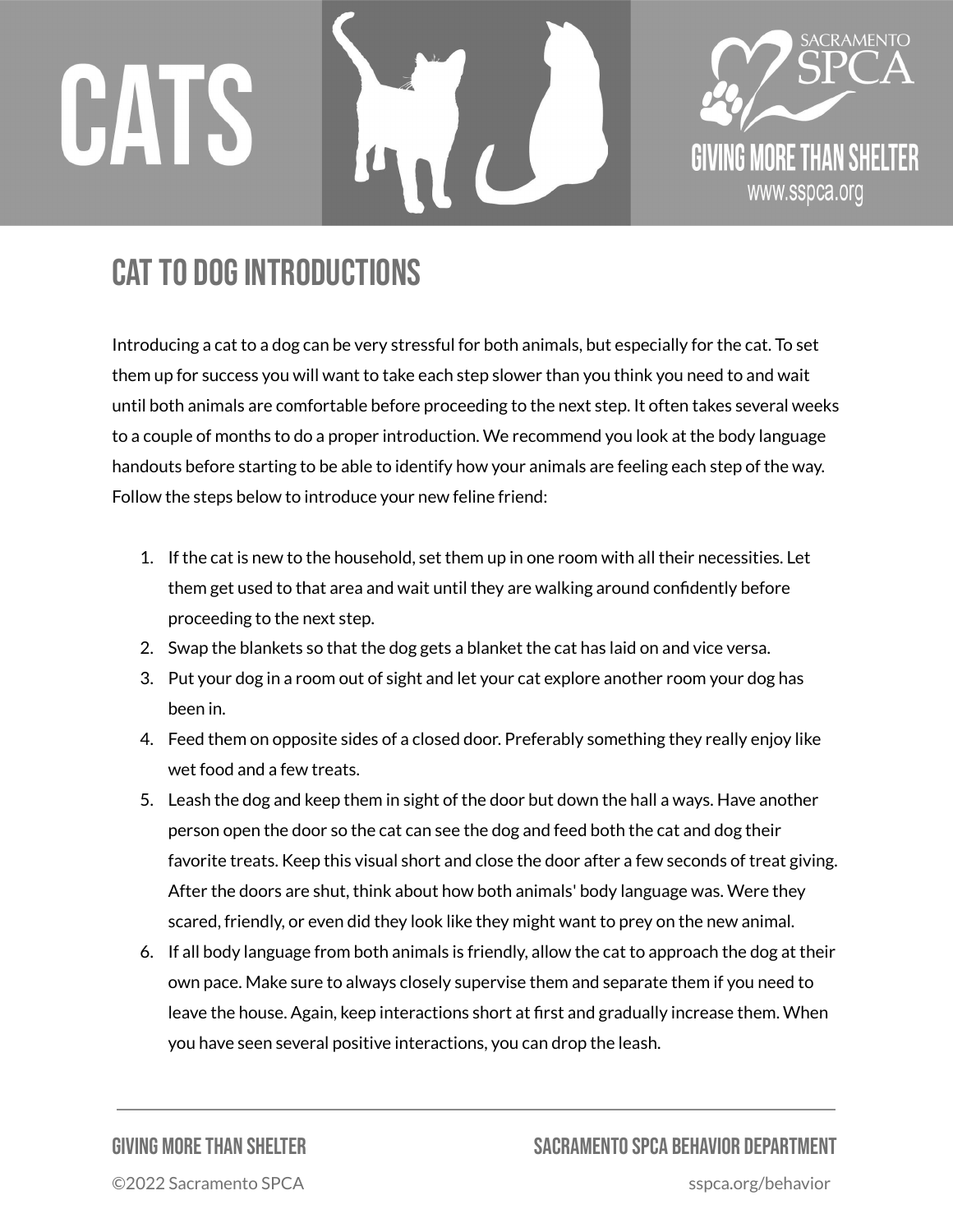# CATS

## CAT TO DOG INTRODUCTIONS

Introducing a cat to a dog can be very stressful for both animals, but especially for the cat. To set them up for success you will want to take each step slower than you think you need to and wait until both animals are comfortable before proceeding to the next step. It often takes several weeks to a couple of months to do a proper introduction. We recommend you look at the body language handouts before starting to be able to identify how your animals are feeling each step of the way. Follow the steps below to introduce your new feline friend:

1. If the cat is new to the household, set them up in one room with all their necessities. Let them get used to that area and wait until they are walking around confidently before proceeding to the next step.
2. Swap the blankets so that the dog gets a blanket the cat has laid on and vice versa.
3. Put your dog in a room out of sight and let your cat explore another room your dog has been in.
4. Feed them on opposite sides of a closed door. Preferably something they really enjoy like wet food and a few treats.
5. Leash the dog and keep them in sight of the door but down the hall a ways. Have another person open the door so the cat can see the dog and feed both the cat and dog their favorite treats. Keep this visual short and close the door after a few seconds of treat giving. After the doors are shut, think about how both animals' body language was. Were they scared, friendly, or even did they look like they might want to prey on the new animal.
6. If all body language from both animals is friendly, allow the cat to approach the dog at their own pace. Make sure to always closely supervise them and separate them if you need to leave the house. Again, keep interactions short at first and gradually increase them. When you have seen several positive interactions, you can drop the leash.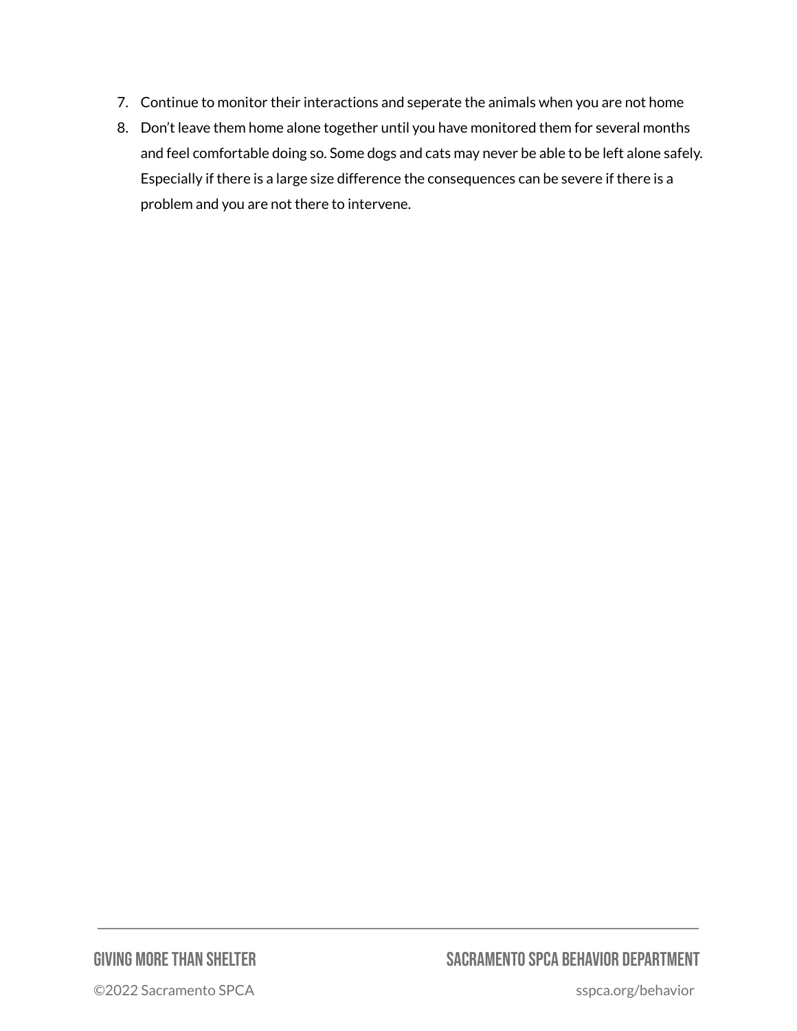7. Continue to monitor their interactions and seperate the animals when you are not home
8. Don't leave them home alone together until you have monitored them for several months and feel comfortable doing so. Some dogs and cats may never be able to be left alone safely. Especially if there is a large size difference the consequences can be severe if there is a problem and you are not there to intervene.